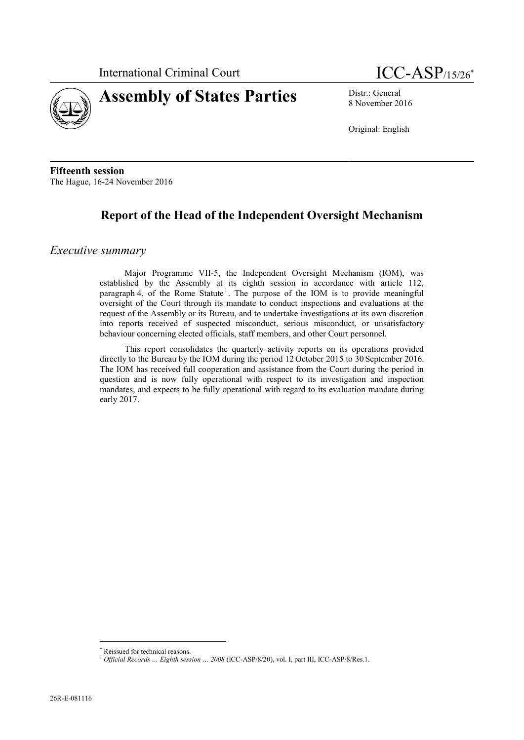International Criminal Court

ICC-ASP/15/26*

# Assembly of States Parties

Distr.: General
8 November 2016

Original: English

**Fifteenth session**
The Hague, 16-24 November 2016

## Report of the Head of the Independent Oversight Mechanism

### *Executive summary*

Major Programme VII-5, the Independent Oversight Mechanism (IOM), was established by the Assembly at its eighth session in accordance with article 112, paragraph 4, of the Rome Statute[1]. The purpose of the IOM is to provide meaningful oversight of the Court through its mandate to conduct inspections and evaluations at the request of the Assembly or its Bureau, and to undertake investigations at its own discretion into reports received of suspected misconduct, serious misconduct, or unsatisfactory behaviour concerning elected officials, staff members, and other Court personnel.

This report consolidates the quarterly activity reports on its operations provided directly to the Bureau by the IOM during the period 12 October 2015 to 30 September 2016. The IOM has received full cooperation and assistance from the Court during the period in question and is now fully operational with respect to its investigation and inspection mandates, and expects to be fully operational with regard to its evaluation mandate during early 2017.

---

\* Reissued for technical reasons.

[1] *Official Records … Eighth session … 2008* (ICC-ASP/8/20), vol. I, part III, ICC-ASP/8/Res.1.

26R-E-081116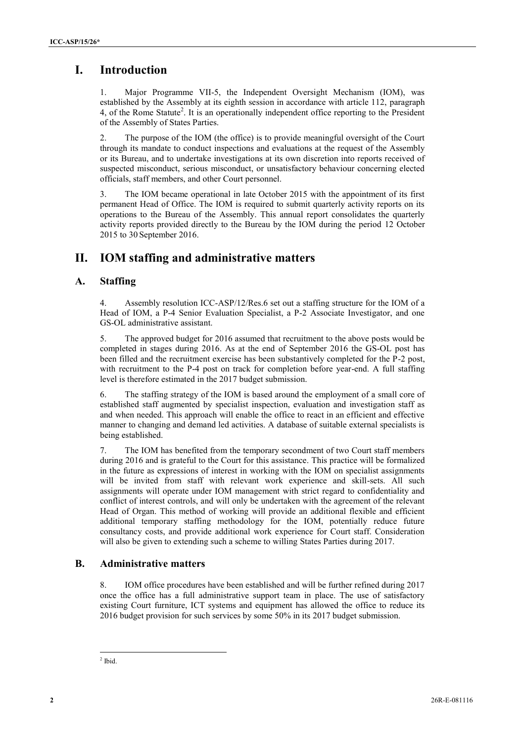# I. Introduction

1. Major Programme VII-5, the Independent Oversight Mechanism (IOM), was established by the Assembly at its eighth session in accordance with article 112, paragraph 4, of the Rome Statute[2]. It is an operationally independent office reporting to the President of the Assembly of States Parties.

2. The purpose of the IOM (the office) is to provide meaningful oversight of the Court through its mandate to conduct inspections and evaluations at the request of the Assembly or its Bureau, and to undertake investigations at its own discretion into reports received of suspected misconduct, serious misconduct, or unsatisfactory behaviour concerning elected officials, staff members, and other Court personnel.

3. The IOM became operational in late October 2015 with the appointment of its first permanent Head of Office. The IOM is required to submit quarterly activity reports on its operations to the Bureau of the Assembly. This annual report consolidates the quarterly activity reports provided directly to the Bureau by the IOM during the period 12 October 2015 to 30 September 2016.

# II. IOM staffing and administrative matters

## A. Staffing

4. Assembly resolution ICC-ASP/12/Res.6 set out a staffing structure for the IOM of a Head of IOM, a P-4 Senior Evaluation Specialist, a P-2 Associate Investigator, and one GS-OL administrative assistant.

5. The approved budget for 2016 assumed that recruitment to the above posts would be completed in stages during 2016. As at the end of September 2016 the GS-OL post has been filled and the recruitment exercise has been substantively completed for the P-2 post, with recruitment to the P-4 post on track for completion before year-end. A full staffing level is therefore estimated in the 2017 budget submission.

6. The staffing strategy of the IOM is based around the employment of a small core of established staff augmented by specialist inspection, evaluation and investigation staff as and when needed. This approach will enable the office to react in an efficient and effective manner to changing and demand led activities. A database of suitable external specialists is being established.

7. The IOM has benefited from the temporary secondment of two Court staff members during 2016 and is grateful to the Court for this assistance. This practice will be formalized in the future as expressions of interest in working with the IOM on specialist assignments will be invited from staff with relevant work experience and skill-sets. All such assignments will operate under IOM management with strict regard to confidentiality and conflict of interest controls, and will only be undertaken with the agreement of the relevant Head of Organ. This method of working will provide an additional flexible and efficient additional temporary staffing methodology for the IOM, potentially reduce future consultancy costs, and provide additional work experience for Court staff. Consideration will also be given to extending such a scheme to willing States Parties during 2017.

## B. Administrative matters

8. IOM office procedures have been established and will be further refined during 2017 once the office has a full administrative support team in place. The use of satisfactory existing Court furniture, ICT systems and equipment has allowed the office to reduce its 2016 budget provision for such services by some 50% in its 2017 budget submission.

[2] Ibid.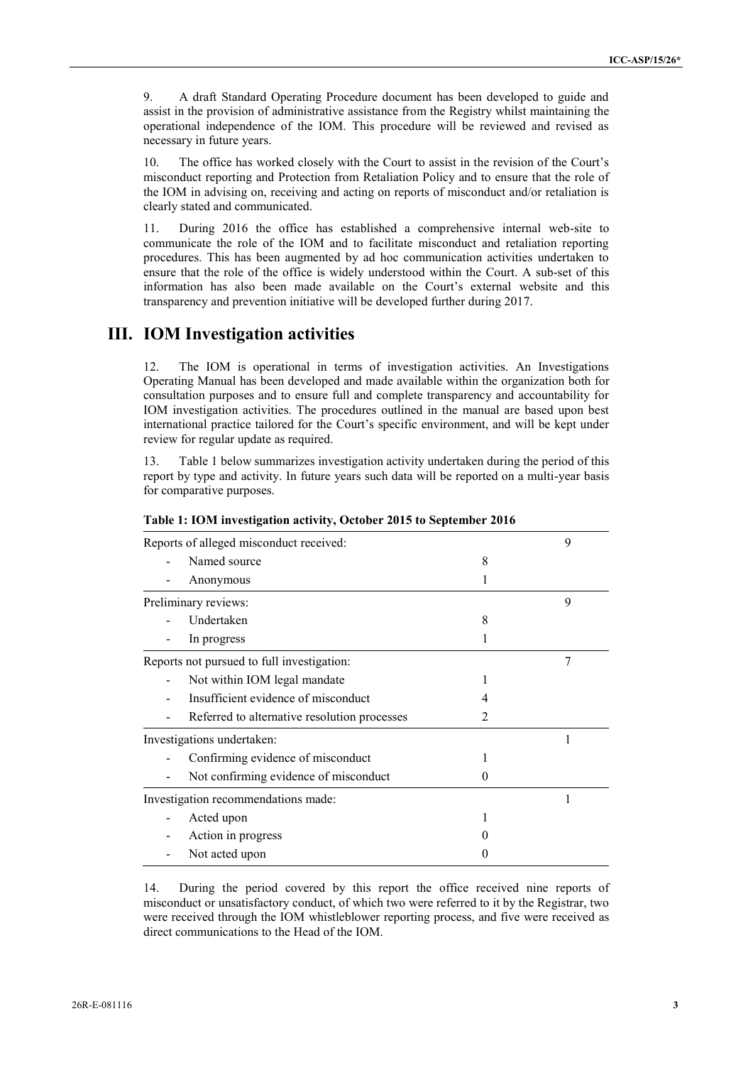9. A draft Standard Operating Procedure document has been developed to guide and assist in the provision of administrative assistance from the Registry whilst maintaining the operational independence of the IOM. This procedure will be reviewed and revised as necessary in future years.

10. The office has worked closely with the Court to assist in the revision of the Court's misconduct reporting and Protection from Retaliation Policy and to ensure that the role of the IOM in advising on, receiving and acting on reports of misconduct and/or retaliation is clearly stated and communicated.

11. During 2016 the office has established a comprehensive internal web-site to communicate the role of the IOM and to facilitate misconduct and retaliation reporting procedures. This has been augmented by ad hoc communication activities undertaken to ensure that the role of the office is widely understood within the Court. A sub-set of this information has also been made available on the Court's external website and this transparency and prevention initiative will be developed further during 2017.

## III. IOM Investigation activities

12. The IOM is operational in terms of investigation activities. An Investigations Operating Manual has been developed and made available within the organization both for consultation purposes and to ensure full and complete transparency and accountability for IOM investigation activities. The procedures outlined in the manual are based upon best international practice tailored for the Court's specific environment, and will be kept under review for regular update as required.

13. Table 1 below summarizes investigation activity undertaken during the period of this report by type and activity. In future years such data will be reported on a multi-year basis for comparative purposes.

**Table 1: IOM investigation activity, October 2015 to September 2016**

| | | |
|---|---|---|
| Reports of alleged misconduct received: | | 9 |
| - Named source | 8 | |
| - Anonymous | 1 | |
| Preliminary reviews: | | 9 |
| - Undertaken | 8 | |
| - In progress | 1 | |
| Reports not pursued to full investigation: | | 7 |
| - Not within IOM legal mandate | 1 | |
| - Insufficient evidence of misconduct | 4 | |
| - Referred to alternative resolution processes | 2 | |
| Investigations undertaken: | | 1 |
| - Confirming evidence of misconduct | 1 | |
| - Not confirming evidence of misconduct | 0 | |
| Investigation recommendations made: | | 1 |
| - Acted upon | 1 | |
| - Action in progress | 0 | |
| - Not acted upon | 0 | |

14. During the period covered by this report the office received nine reports of misconduct or unsatisfactory conduct, of which two were referred to it by the Registrar, two were received through the IOM whistleblower reporting process, and five were received as direct communications to the Head of the IOM.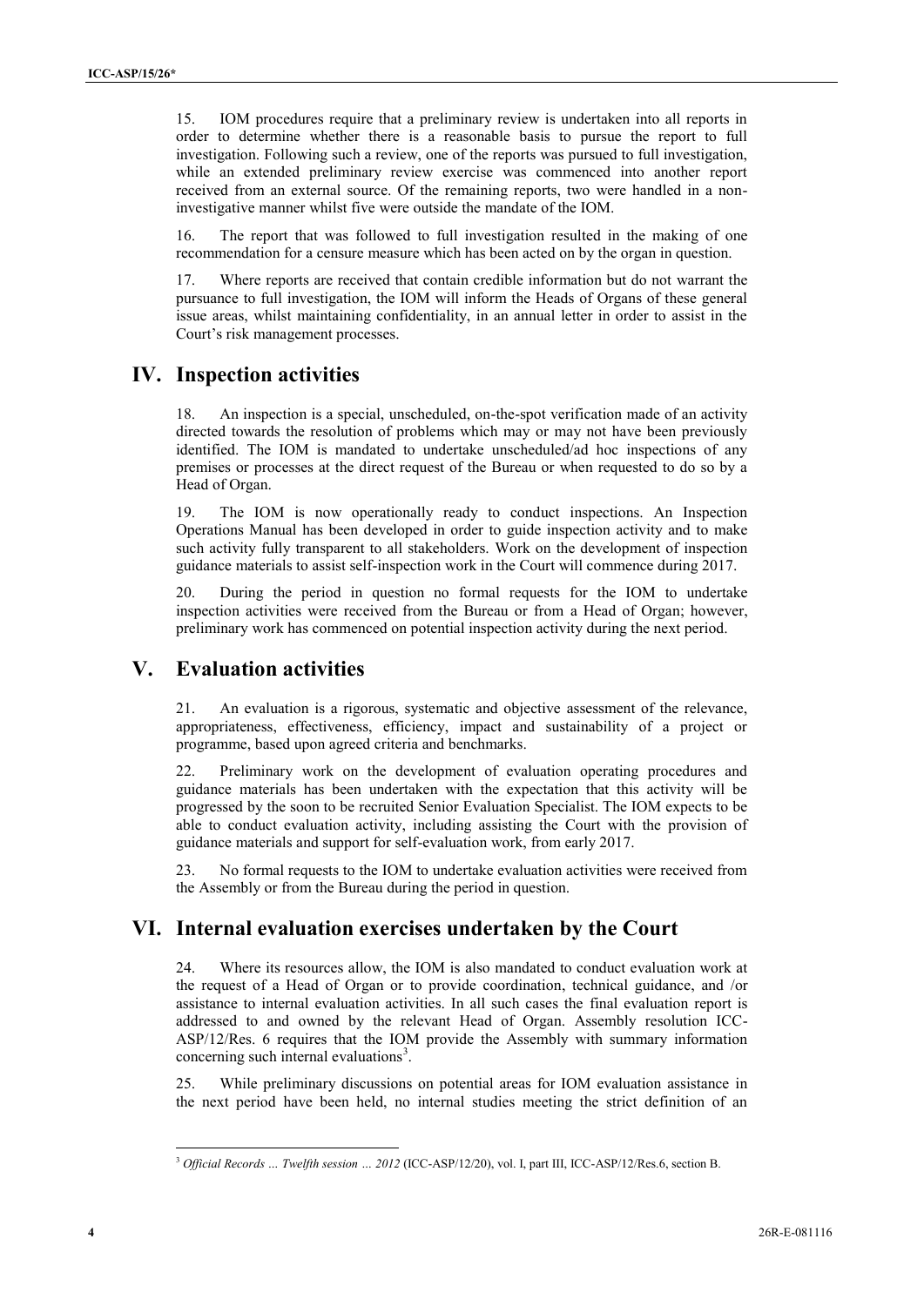15. IOM procedures require that a preliminary review is undertaken into all reports in order to determine whether there is a reasonable basis to pursue the report to full investigation. Following such a review, one of the reports was pursued to full investigation, while an extended preliminary review exercise was commenced into another report received from an external source. Of the remaining reports, two were handled in a non-investigative manner whilst five were outside the mandate of the IOM.

16. The report that was followed to full investigation resulted in the making of one recommendation for a censure measure which has been acted on by the organ in question.

17. Where reports are received that contain credible information but do not warrant the pursuance to full investigation, the IOM will inform the Heads of Organs of these general issue areas, whilst maintaining confidentiality, in an annual letter in order to assist in the Court's risk management processes.

# IV. Inspection activities

18. An inspection is a special, unscheduled, on-the-spot verification made of an activity directed towards the resolution of problems which may or may not have been previously identified. The IOM is mandated to undertake unscheduled/ad hoc inspections of any premises or processes at the direct request of the Bureau or when requested to do so by a Head of Organ.

19. The IOM is now operationally ready to conduct inspections. An Inspection Operations Manual has been developed in order to guide inspection activity and to make such activity fully transparent to all stakeholders. Work on the development of inspection guidance materials to assist self-inspection work in the Court will commence during 2017.

20. During the period in question no formal requests for the IOM to undertake inspection activities were received from the Bureau or from a Head of Organ; however, preliminary work has commenced on potential inspection activity during the next period.

# V. Evaluation activities

21. An evaluation is a rigorous, systematic and objective assessment of the relevance, appropriateness, effectiveness, efficiency, impact and sustainability of a project or programme, based upon agreed criteria and benchmarks.

22. Preliminary work on the development of evaluation operating procedures and guidance materials has been undertaken with the expectation that this activity will be progressed by the soon to be recruited Senior Evaluation Specialist. The IOM expects to be able to conduct evaluation activity, including assisting the Court with the provision of guidance materials and support for self-evaluation work, from early 2017.

23. No formal requests to the IOM to undertake evaluation activities were received from the Assembly or from the Bureau during the period in question.

# VI. Internal evaluation exercises undertaken by the Court

24. Where its resources allow, the IOM is also mandated to conduct evaluation work at the request of a Head of Organ or to provide coordination, technical guidance, and /or assistance to internal evaluation activities. In all such cases the final evaluation report is addressed to and owned by the relevant Head of Organ. Assembly resolution ICC-ASP/12/Res. 6 requires that the IOM provide the Assembly with summary information concerning such internal evaluations[3].

25. While preliminary discussions on potential areas for IOM evaluation assistance in the next period have been held, no internal studies meeting the strict definition of an

[3] *Official Records … Twelfth session … 2012* (ICC-ASP/12/20), vol. I, part III, ICC-ASP/12/Res.6, section B.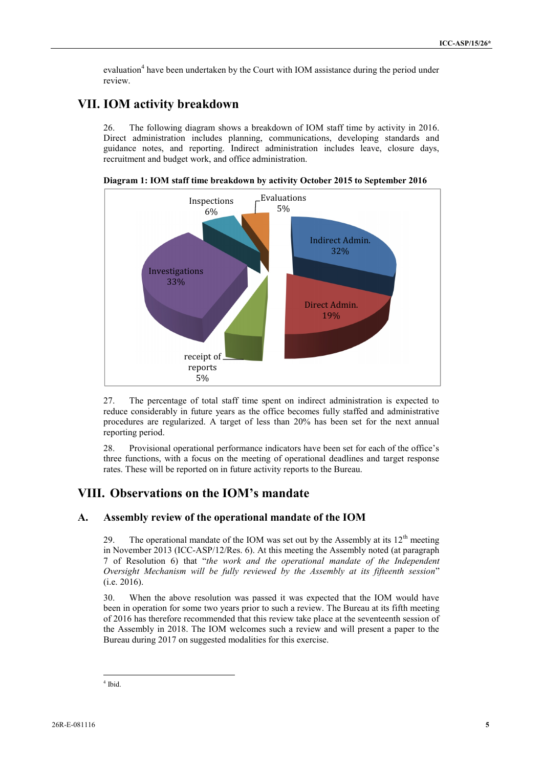evaluation[4] have been undertaken by the Court with IOM assistance during the period under review.

# VII. IOM activity breakdown

26. The following diagram shows a breakdown of IOM staff time by activity in 2016. Direct administration includes planning, communications, developing standards and guidance notes, and reporting. Indirect administration includes leave, closure days, recruitment and budget work, and office administration.

**Diagram 1: IOM staff time breakdown by activity October 2015 to September 2016**

| Activity | Share |
|---|---|
| Indirect Admin. | 32% |
| Direct Admin. | 19% |
| receipt of reports | 5% |
| Investigations | 33% |
| Inspections | 6% |
| Evaluations | 5% |

27. The percentage of total staff time spent on indirect administration is expected to reduce considerably in future years as the office becomes fully staffed and administrative procedures are regularized. A target of less than 20% has been set for the next annual reporting period.

28. Provisional operational performance indicators have been set for each of the office's three functions, with a focus on the meeting of operational deadlines and target response rates. These will be reported on in future activity reports to the Bureau.

# VIII. Observations on the IOM's mandate

## A. Assembly review of the operational mandate of the IOM

29. The operational mandate of the IOM was set out by the Assembly at its 12th meeting in November 2013 (ICC-ASP/12/Res. 6). At this meeting the Assembly noted (at paragraph 7 of Resolution 6) that "*the work and the operational mandate of the Independent Oversight Mechanism will be fully reviewed by the Assembly at its fifteenth session*" (i.e. 2016).

30. When the above resolution was passed it was expected that the IOM would have been in operation for some two years prior to such a review. The Bureau at its fifth meeting of 2016 has therefore recommended that this review take place at the seventeenth session of the Assembly in 2018. The IOM welcomes such a review and will present a paper to the Bureau during 2017 on suggested modalities for this exercise.

[4] Ibid.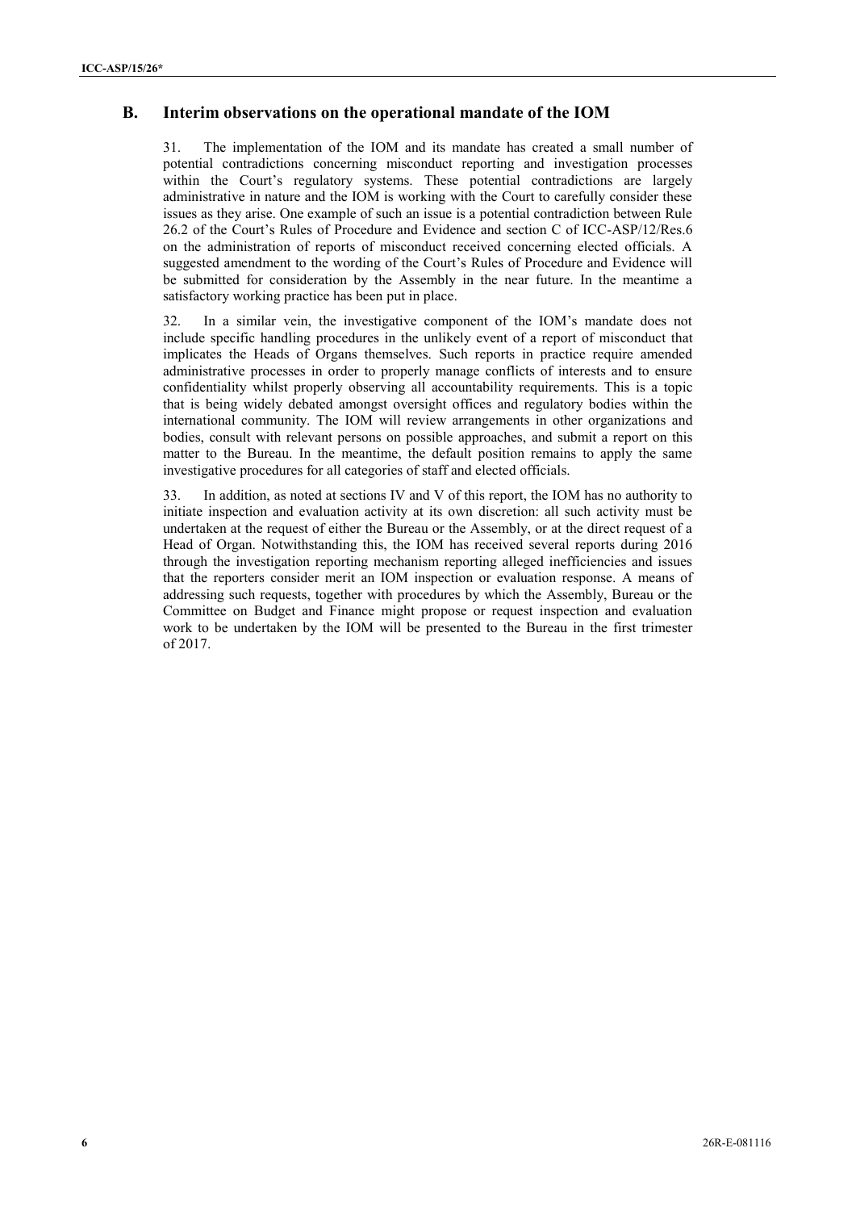## B. Interim observations on the operational mandate of the IOM

31. The implementation of the IOM and its mandate has created a small number of potential contradictions concerning misconduct reporting and investigation processes within the Court's regulatory systems. These potential contradictions are largely administrative in nature and the IOM is working with the Court to carefully consider these issues as they arise. One example of such an issue is a potential contradiction between Rule 26.2 of the Court's Rules of Procedure and Evidence and section C of ICC-ASP/12/Res.6 on the administration of reports of misconduct received concerning elected officials. A suggested amendment to the wording of the Court's Rules of Procedure and Evidence will be submitted for consideration by the Assembly in the near future. In the meantime a satisfactory working practice has been put in place.

32. In a similar vein, the investigative component of the IOM's mandate does not include specific handling procedures in the unlikely event of a report of misconduct that implicates the Heads of Organs themselves. Such reports in practice require amended administrative processes in order to properly manage conflicts of interests and to ensure confidentiality whilst properly observing all accountability requirements. This is a topic that is being widely debated amongst oversight offices and regulatory bodies within the international community. The IOM will review arrangements in other organizations and bodies, consult with relevant persons on possible approaches, and submit a report on this matter to the Bureau. In the meantime, the default position remains to apply the same investigative procedures for all categories of staff and elected officials.

33. In addition, as noted at sections IV and V of this report, the IOM has no authority to initiate inspection and evaluation activity at its own discretion: all such activity must be undertaken at the request of either the Bureau or the Assembly, or at the direct request of a Head of Organ. Notwithstanding this, the IOM has received several reports during 2016 through the investigation reporting mechanism reporting alleged inefficiencies and issues that the reporters consider merit an IOM inspection or evaluation response. A means of addressing such requests, together with procedures by which the Assembly, Bureau or the Committee on Budget and Finance might propose or request inspection and evaluation work to be undertaken by the IOM will be presented to the Bureau in the first trimester of 2017.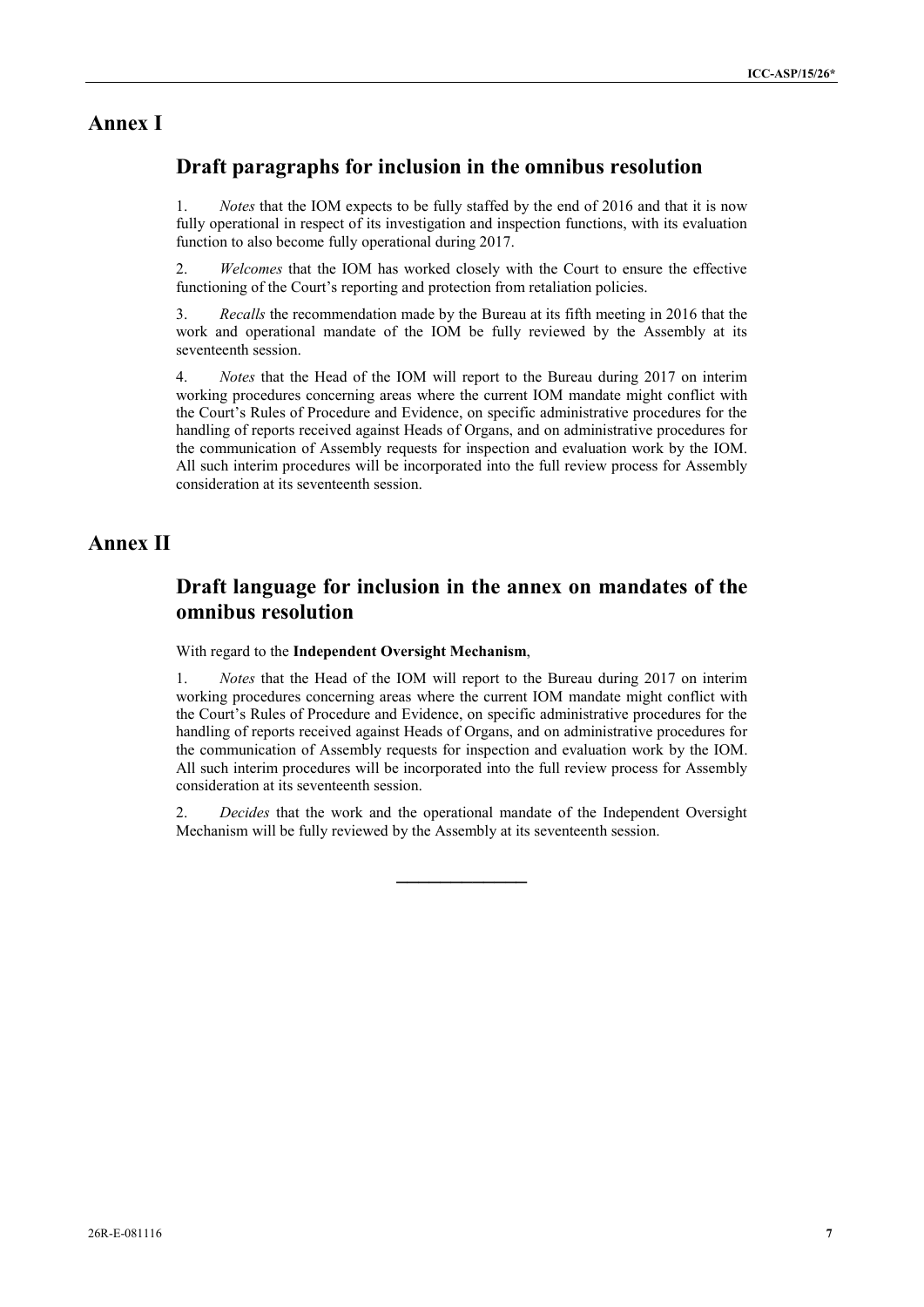# Annex I

## Draft paragraphs for inclusion in the omnibus resolution

1. *Notes* that the IOM expects to be fully staffed by the end of 2016 and that it is now fully operational in respect of its investigation and inspection functions, with its evaluation function to also become fully operational during 2017.

2. *Welcomes* that the IOM has worked closely with the Court to ensure the effective functioning of the Court's reporting and protection from retaliation policies.

3. *Recalls* the recommendation made by the Bureau at its fifth meeting in 2016 that the work and operational mandate of the IOM be fully reviewed by the Assembly at its seventeenth session.

4. *Notes* that the Head of the IOM will report to the Bureau during 2017 on interim working procedures concerning areas where the current IOM mandate might conflict with the Court's Rules of Procedure and Evidence, on specific administrative procedures for the handling of reports received against Heads of Organs, and on administrative procedures for the communication of Assembly requests for inspection and evaluation work by the IOM. All such interim procedures will be incorporated into the full review process for Assembly consideration at its seventeenth session.

# Annex II

## Draft language for inclusion in the annex on mandates of the omnibus resolution

With regard to the **Independent Oversight Mechanism**,

1. *Notes* that the Head of the IOM will report to the Bureau during 2017 on interim working procedures concerning areas where the current IOM mandate might conflict with the Court's Rules of Procedure and Evidence, on specific administrative procedures for the handling of reports received against Heads of Organs, and on administrative procedures for the communication of Assembly requests for inspection and evaluation work by the IOM. All such interim procedures will be incorporated into the full review process for Assembly consideration at its seventeenth session.

2. *Decides* that the work and the operational mandate of the Independent Oversight Mechanism will be fully reviewed by the Assembly at its seventeenth session.

---